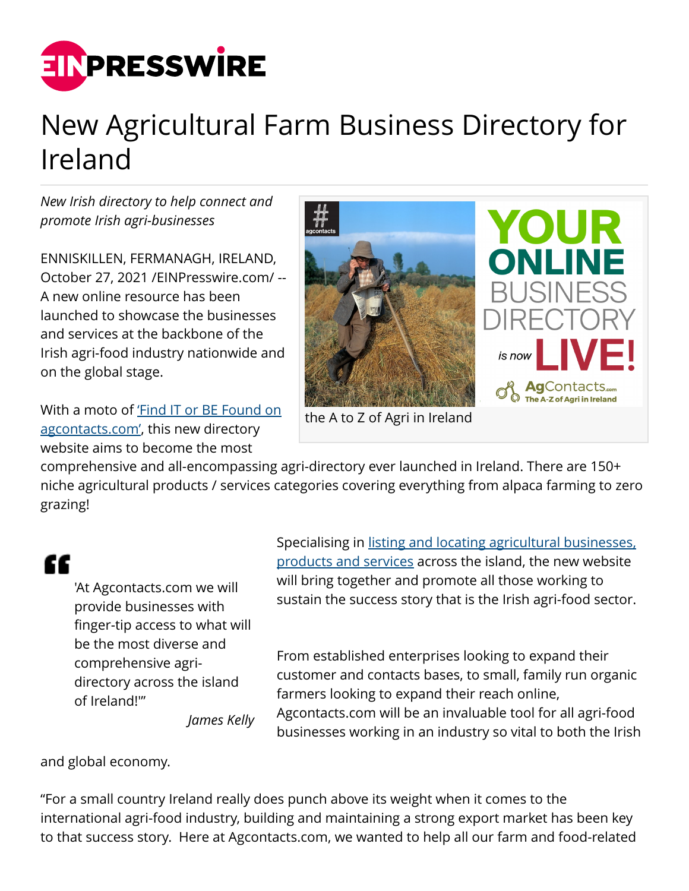# New Agricultural Farm Business Directory for Ireland

*New Irish directory to help connect and promote Irish agri-businesses*

the A to Z of Agri in Ireland

ENNISKILLEN, FERMANAGH, IRELAND, October 27, 2021 /EINPresswire.com/ -- A new online resource has been launched to showcase the businesses and services at the backbone of the Irish agri-food industry nationwide and on the global stage.

With a moto of ['Find IT or BE Found on agcontacts.com'](agcontacts.com), this new directory website aims to become the most comprehensive and all-encompassing agri-directory ever launched in Ireland. There are 150+ niche agricultural products / services categories covering everything from alpaca farming to zero grazing!

> 'At Agcontacts.com we will provide businesses with finger-tip access to what will be the most diverse and comprehensive agri-directory across the island of Ireland!'"
>
> *James Kelly*

Specialising in listing and locating agricultural businesses, products and services across the island, the new website will bring together and promote all those working to sustain the success story that is the Irish agri-food sector.

From established enterprises looking to expand their customer and contacts bases, to small, family run organic farmers looking to expand their reach online, Agcontacts.com will be an invaluable tool for all agri-food businesses working in an industry so vital to both the Irish and global economy.

“For a small country Ireland really does punch above its weight when it comes to the international agri-food industry, building and maintaining a strong export market has been key to that success story. Here at Agcontacts.com, we wanted to help all our farm and food-related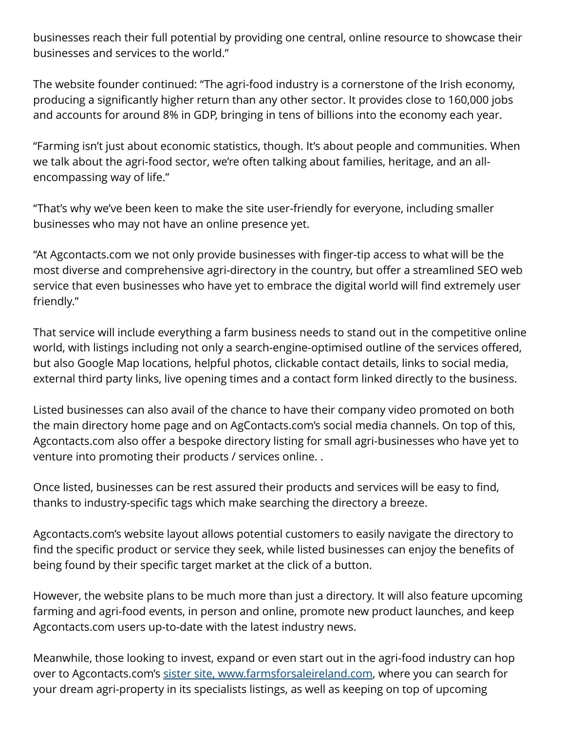businesses reach their full potential by providing one central, online resource to showcase their businesses and services to the world."

The website founder continued: "The agri-food industry is a cornerstone of the Irish economy, producing a significantly higher return than any other sector. It provides close to 160,000 jobs and accounts for around 8% in GDP, bringing in tens of billions into the economy each year.

"Farming isn't just about economic statistics, though. It's about people and communities. When we talk about the agri-food sector, we're often talking about families, heritage, and an all-encompassing way of life."

"That's why we've been keen to make the site user-friendly for everyone, including smaller businesses who may not have an online presence yet.

"At Agcontacts.com we not only provide businesses with finger-tip access to what will be the most diverse and comprehensive agri-directory in the country, but offer a streamlined SEO web service that even businesses who have yet to embrace the digital world will find extremely user friendly."

That service will include everything a farm business needs to stand out in the competitive online world, with listings including not only a search-engine-optimised outline of the services offered, but also Google Map locations, helpful photos, clickable contact details, links to social media, external third party links, live opening times and a contact form linked directly to the business.

Listed businesses can also avail of the chance to have their company video promoted on both the main directory home page and on AgContacts.com's social media channels. On top of this, Agcontacts.com also offer a bespoke directory listing for small agri-businesses who have yet to venture into promoting their products / services online. .

Once listed, businesses can be rest assured their products and services will be easy to find, thanks to industry-specific tags which make searching the directory a breeze.

Agcontacts.com's website layout allows potential customers to easily navigate the directory to find the specific product or service they seek, while listed businesses can enjoy the benefits of being found by their specific target market at the click of a button.

However, the website plans to be much more than just a directory. It will also feature upcoming farming and agri-food events, in person and online, promote new product launches, and keep Agcontacts.com users up-to-date with the latest industry news.

Meanwhile, those looking to invest, expand or even start out in the agri-food industry can hop over to Agcontacts.com's [sister site, www.farmsforsaleireland.com](http://www.farmsforsaleireland.com), where you can search for your dream agri-property in its specialists listings, as well as keeping on top of upcoming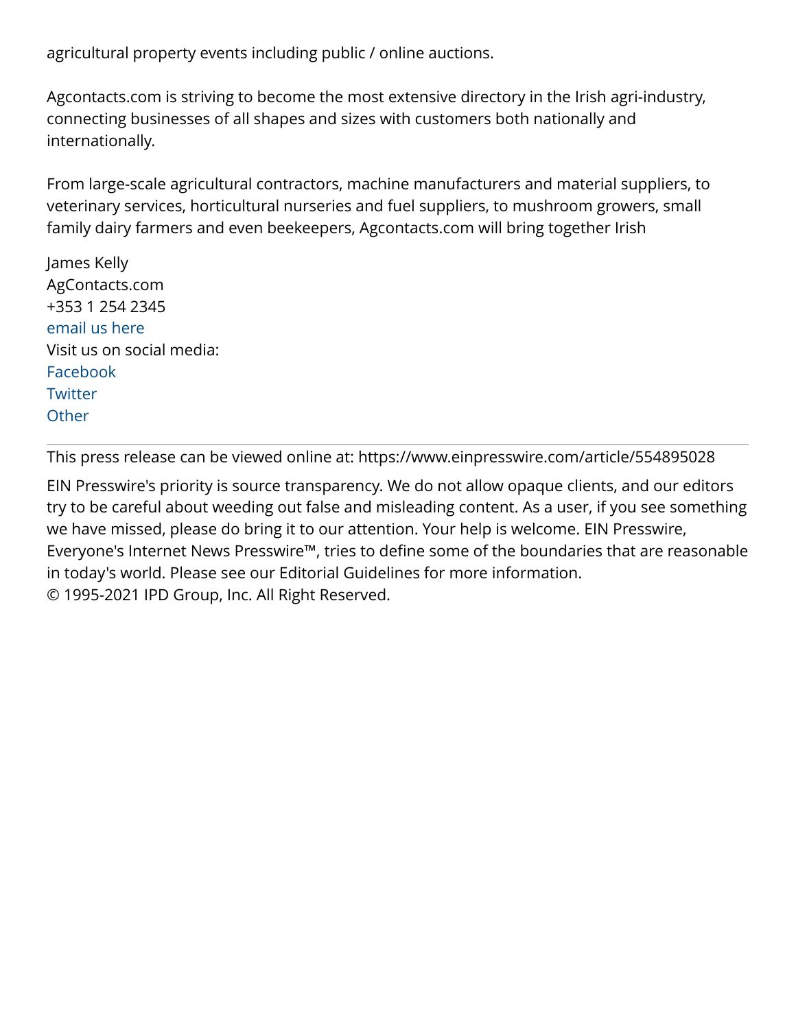agricultural property events including public / online auctions.

Agcontacts.com is striving to become the most extensive directory in the Irish agri-industry, connecting businesses of all shapes and sizes with customers both nationally and internationally.

From large-scale agricultural contractors, machine manufacturers and material suppliers, to veterinary services, horticultural nurseries and fuel suppliers, to mushroom growers, small family dairy farmers and even beekeepers, Agcontacts.com will bring together Irish

James Kelly
AgContacts.com
+353 1 254 2345
email us here
Visit us on social media:
Facebook
Twitter
Other

---

This press release can be viewed online at: https://www.einpresswire.com/article/554895028

EIN Presswire's priority is source transparency. We do not allow opaque clients, and our editors try to be careful about weeding out false and misleading content. As a user, if you see something we have missed, please do bring it to our attention. Your help is welcome. EIN Presswire, Everyone's Internet News Presswire™, tries to define some of the boundaries that are reasonable in today's world. Please see our Editorial Guidelines for more information.
© 1995-2021 IPD Group, Inc. All Right Reserved.